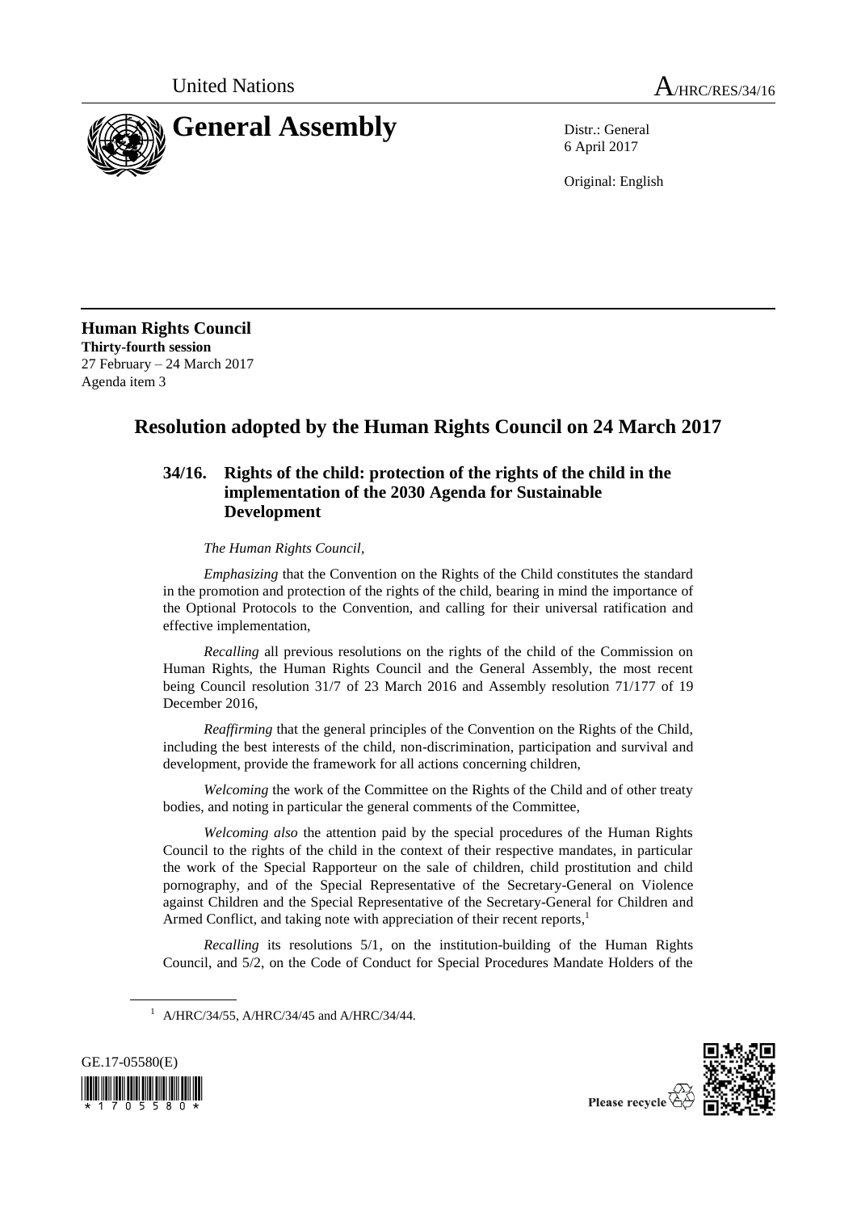United Nations — A/HRC/RES/34/16

# General Assembly

Distr.: General
6 April 2017

Original: English

**Human Rights Council**
**Thirty-fourth session**
27 February – 24 March 2017
Agenda item 3

## Resolution adopted by the Human Rights Council on 24 March 2017

### 34/16. Rights of the child: protection of the rights of the child in the implementation of the 2030 Agenda for Sustainable Development

*The Human Rights Council*,

*Emphasizing* that the Convention on the Rights of the Child constitutes the standard in the promotion and protection of the rights of the child, bearing in mind the importance of the Optional Protocols to the Convention, and calling for their universal ratification and effective implementation,

*Recalling* all previous resolutions on the rights of the child of the Commission on Human Rights, the Human Rights Council and the General Assembly, the most recent being Council resolution 31/7 of 23 March 2016 and Assembly resolution 71/177 of 19 December 2016,

*Reaffirming* that the general principles of the Convention on the Rights of the Child, including the best interests of the child, non-discrimination, participation and survival and development, provide the framework for all actions concerning children,

*Welcoming* the work of the Committee on the Rights of the Child and of other treaty bodies, and noting in particular the general comments of the Committee,

*Welcoming also* the attention paid by the special procedures of the Human Rights Council to the rights of the child in the context of their respective mandates, in particular the work of the Special Rapporteur on the sale of children, child prostitution and child pornography, and of the Special Representative of the Secretary-General on Violence against Children and the Special Representative of the Secretary-General for Children and Armed Conflict, and taking note with appreciation of their recent reports,[1]

*Recalling* its resolutions 5/1, on the institution-building of the Human Rights Council, and 5/2, on the Code of Conduct for Special Procedures Mandate Holders of the

[1] A/HRC/34/55, A/HRC/34/45 and A/HRC/34/44.

GE.17-05580(E)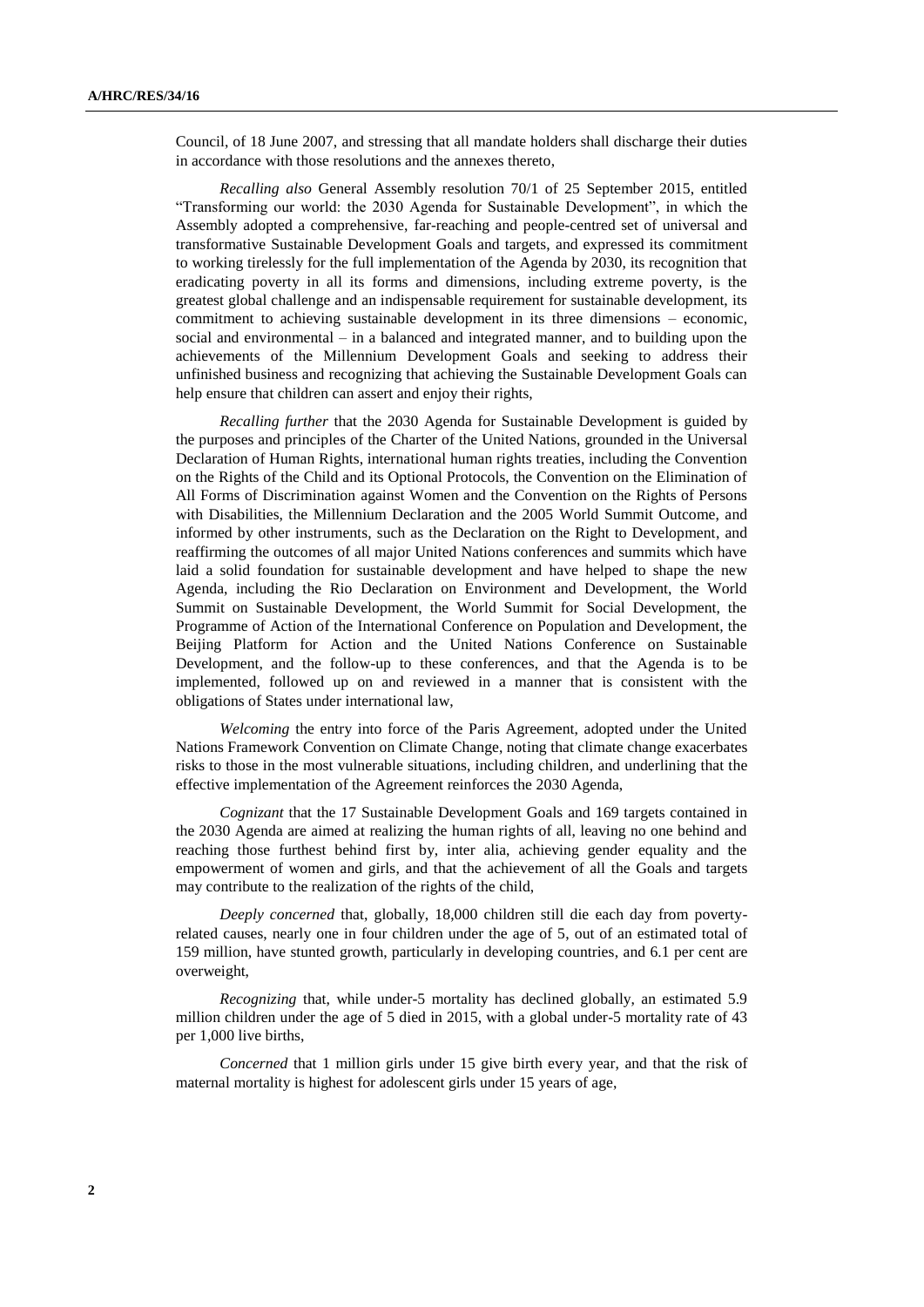Council, of 18 June 2007, and stressing that all mandate holders shall discharge their duties in accordance with those resolutions and the annexes thereto,

*Recalling also* General Assembly resolution 70/1 of 25 September 2015, entitled "Transforming our world: the 2030 Agenda for Sustainable Development", in which the Assembly adopted a comprehensive, far-reaching and people-centred set of universal and transformative Sustainable Development Goals and targets, and expressed its commitment to working tirelessly for the full implementation of the Agenda by 2030, its recognition that eradicating poverty in all its forms and dimensions, including extreme poverty, is the greatest global challenge and an indispensable requirement for sustainable development, its commitment to achieving sustainable development in its three dimensions – economic, social and environmental – in a balanced and integrated manner, and to building upon the achievements of the Millennium Development Goals and seeking to address their unfinished business and recognizing that achieving the Sustainable Development Goals can help ensure that children can assert and enjoy their rights,

*Recalling further* that the 2030 Agenda for Sustainable Development is guided by the purposes and principles of the Charter of the United Nations, grounded in the Universal Declaration of Human Rights, international human rights treaties, including the Convention on the Rights of the Child and its Optional Protocols, the Convention on the Elimination of All Forms of Discrimination against Women and the Convention on the Rights of Persons with Disabilities, the Millennium Declaration and the 2005 World Summit Outcome, and informed by other instruments, such as the Declaration on the Right to Development, and reaffirming the outcomes of all major United Nations conferences and summits which have laid a solid foundation for sustainable development and have helped to shape the new Agenda, including the Rio Declaration on Environment and Development, the World Summit on Sustainable Development, the World Summit for Social Development, the Programme of Action of the International Conference on Population and Development, the Beijing Platform for Action and the United Nations Conference on Sustainable Development, and the follow-up to these conferences, and that the Agenda is to be implemented, followed up on and reviewed in a manner that is consistent with the obligations of States under international law,

*Welcoming* the entry into force of the Paris Agreement, adopted under the United Nations Framework Convention on Climate Change, noting that climate change exacerbates risks to those in the most vulnerable situations, including children, and underlining that the effective implementation of the Agreement reinforces the 2030 Agenda,

*Cognizant* that the 17 Sustainable Development Goals and 169 targets contained in the 2030 Agenda are aimed at realizing the human rights of all, leaving no one behind and reaching those furthest behind first by, inter alia, achieving gender equality and the empowerment of women and girls, and that the achievement of all the Goals and targets may contribute to the realization of the rights of the child,

*Deeply concerned* that, globally, 18,000 children still die each day from poverty-related causes, nearly one in four children under the age of 5, out of an estimated total of 159 million, have stunted growth, particularly in developing countries, and 6.1 per cent are overweight,

*Recognizing* that, while under-5 mortality has declined globally, an estimated 5.9 million children under the age of 5 died in 2015, with a global under-5 mortality rate of 43 per 1,000 live births,

*Concerned* that 1 million girls under 15 give birth every year, and that the risk of maternal mortality is highest for adolescent girls under 15 years of age,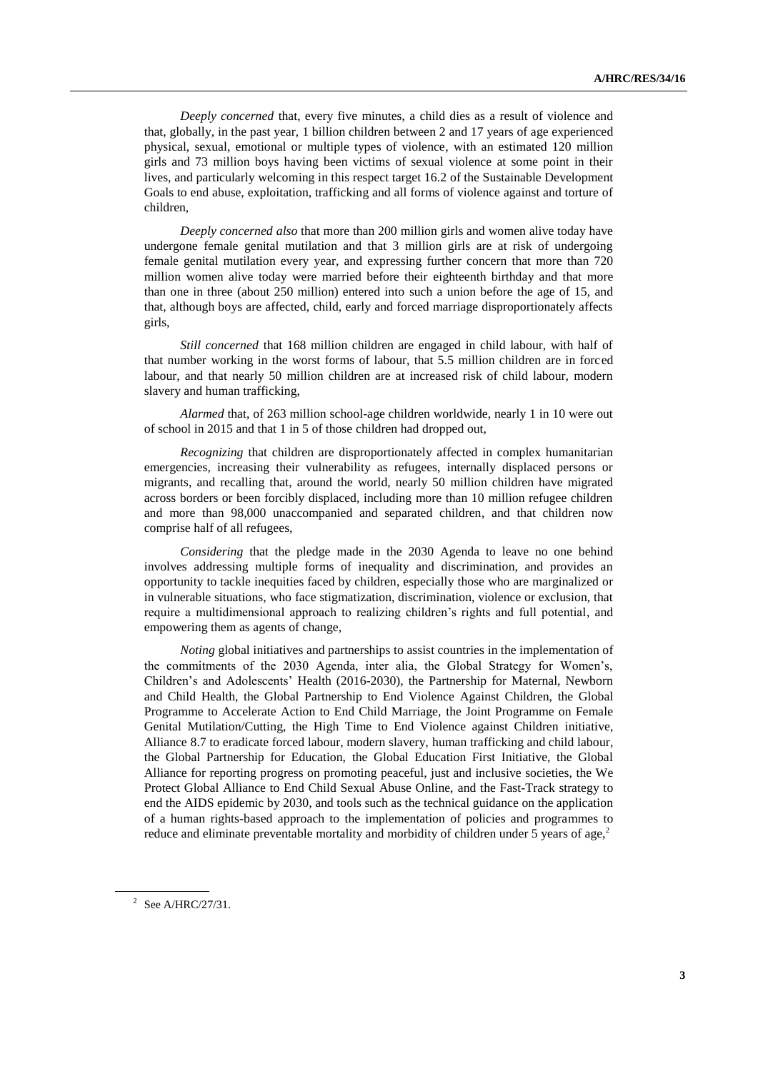*Deeply concerned* that, every five minutes, a child dies as a result of violence and that, globally, in the past year, 1 billion children between 2 and 17 years of age experienced physical, sexual, emotional or multiple types of violence, with an estimated 120 million girls and 73 million boys having been victims of sexual violence at some point in their lives, and particularly welcoming in this respect target 16.2 of the Sustainable Development Goals to end abuse, exploitation, trafficking and all forms of violence against and torture of children,

*Deeply concerned also* that more than 200 million girls and women alive today have undergone female genital mutilation and that 3 million girls are at risk of undergoing female genital mutilation every year, and expressing further concern that more than 720 million women alive today were married before their eighteenth birthday and that more than one in three (about 250 million) entered into such a union before the age of 15, and that, although boys are affected, child, early and forced marriage disproportionately affects girls,

*Still concerned* that 168 million children are engaged in child labour, with half of that number working in the worst forms of labour, that 5.5 million children are in forced labour, and that nearly 50 million children are at increased risk of child labour, modern slavery and human trafficking,

*Alarmed* that, of 263 million school-age children worldwide, nearly 1 in 10 were out of school in 2015 and that 1 in 5 of those children had dropped out,

*Recognizing* that children are disproportionately affected in complex humanitarian emergencies, increasing their vulnerability as refugees, internally displaced persons or migrants, and recalling that, around the world, nearly 50 million children have migrated across borders or been forcibly displaced, including more than 10 million refugee children and more than 98,000 unaccompanied and separated children, and that children now comprise half of all refugees,

*Considering* that the pledge made in the 2030 Agenda to leave no one behind involves addressing multiple forms of inequality and discrimination, and provides an opportunity to tackle inequities faced by children, especially those who are marginalized or in vulnerable situations, who face stigmatization, discrimination, violence or exclusion, that require a multidimensional approach to realizing children's rights and full potential, and empowering them as agents of change,

*Noting* global initiatives and partnerships to assist countries in the implementation of the commitments of the 2030 Agenda, inter alia, the Global Strategy for Women's, Children's and Adolescents' Health (2016-2030), the Partnership for Maternal, Newborn and Child Health, the Global Partnership to End Violence Against Children, the Global Programme to Accelerate Action to End Child Marriage, the Joint Programme on Female Genital Mutilation/Cutting, the High Time to End Violence against Children initiative, Alliance 8.7 to eradicate forced labour, modern slavery, human trafficking and child labour, the Global Partnership for Education, the Global Education First Initiative, the Global Alliance for reporting progress on promoting peaceful, just and inclusive societies, the We Protect Global Alliance to End Child Sexual Abuse Online, and the Fast-Track strategy to end the AIDS epidemic by 2030, and tools such as the technical guidance on the application of a human rights-based approach to the implementation of policies and programmes to reduce and eliminate preventable mortality and morbidity of children under 5 years of age,[2]

[2] See A/HRC/27/31.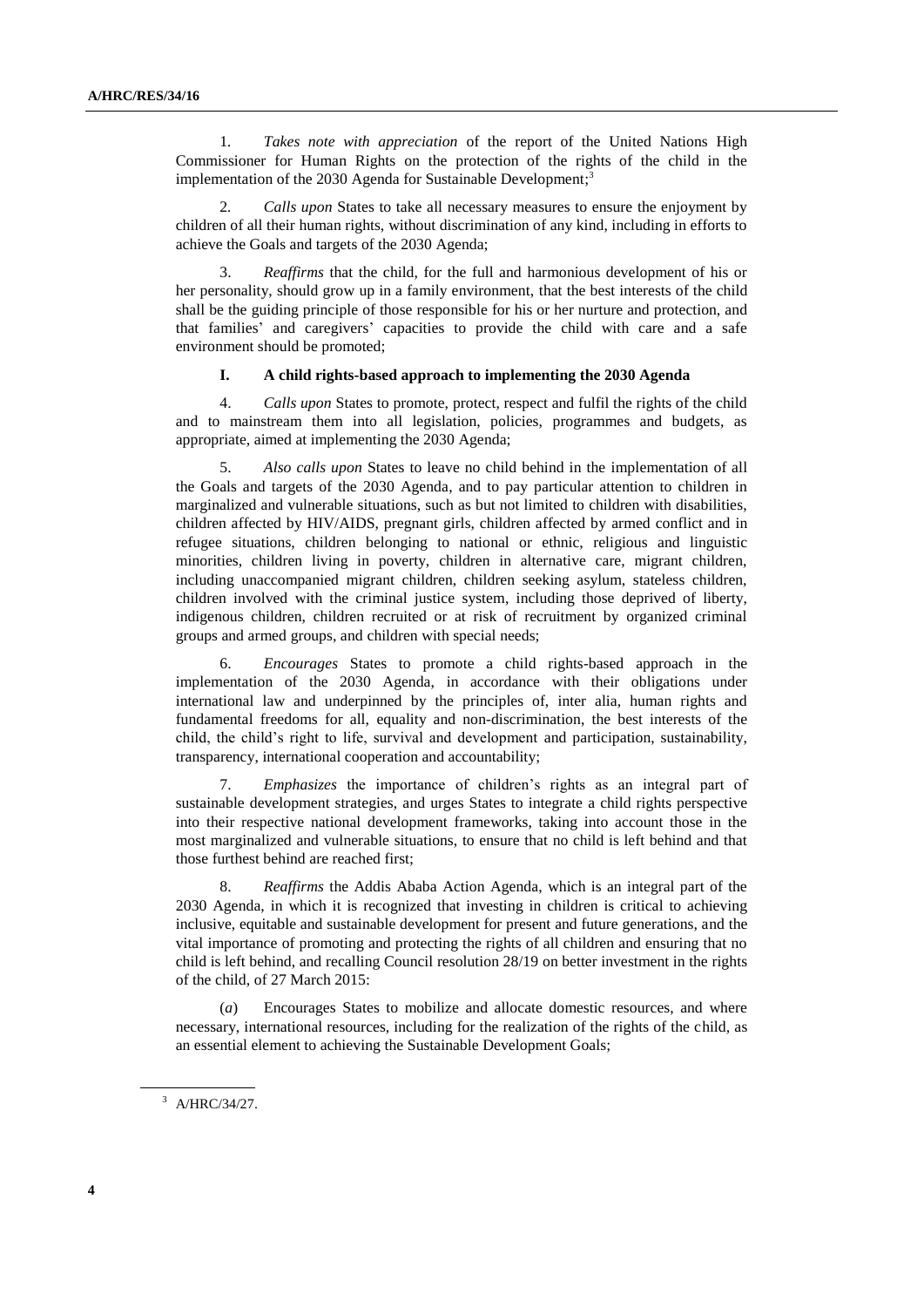1. *Takes note with appreciation* of the report of the United Nations High Commissioner for Human Rights on the protection of the rights of the child in the implementation of the 2030 Agenda for Sustainable Development;[3]

2. *Calls upon* States to take all necessary measures to ensure the enjoyment by children of all their human rights, without discrimination of any kind, including in efforts to achieve the Goals and targets of the 2030 Agenda;

3. *Reaffirms* that the child, for the full and harmonious development of his or her personality, should grow up in a family environment, that the best interests of the child shall be the guiding principle of those responsible for his or her nurture and protection, and that families' and caregivers' capacities to provide the child with care and a safe environment should be promoted;

## I. A child rights-based approach to implementing the 2030 Agenda

4. *Calls upon* States to promote, protect, respect and fulfil the rights of the child and to mainstream them into all legislation, policies, programmes and budgets, as appropriate, aimed at implementing the 2030 Agenda;

5. *Also calls upon* States to leave no child behind in the implementation of all the Goals and targets of the 2030 Agenda, and to pay particular attention to children in marginalized and vulnerable situations, such as but not limited to children with disabilities, children affected by HIV/AIDS, pregnant girls, children affected by armed conflict and in refugee situations, children belonging to national or ethnic, religious and linguistic minorities, children living in poverty, children in alternative care, migrant children, including unaccompanied migrant children, children seeking asylum, stateless children, children involved with the criminal justice system, including those deprived of liberty, indigenous children, children recruited or at risk of recruitment by organized criminal groups and armed groups, and children with special needs;

6. *Encourages* States to promote a child rights-based approach in the implementation of the 2030 Agenda, in accordance with their obligations under international law and underpinned by the principles of, inter alia, human rights and fundamental freedoms for all, equality and non-discrimination, the best interests of the child, the child's right to life, survival and development and participation, sustainability, transparency, international cooperation and accountability;

7. *Emphasizes* the importance of children's rights as an integral part of sustainable development strategies, and urges States to integrate a child rights perspective into their respective national development frameworks, taking into account those in the most marginalized and vulnerable situations, to ensure that no child is left behind and that those furthest behind are reached first;

8. *Reaffirms* the Addis Ababa Action Agenda, which is an integral part of the 2030 Agenda, in which it is recognized that investing in children is critical to achieving inclusive, equitable and sustainable development for present and future generations, and the vital importance of promoting and protecting the rights of all children and ensuring that no child is left behind, and recalling Council resolution 28/19 on better investment in the rights of the child, of 27 March 2015:

(*a*) Encourages States to mobilize and allocate domestic resources, and where necessary, international resources, including for the realization of the rights of the child, as an essential element to achieving the Sustainable Development Goals;

---

[3] A/HRC/34/27.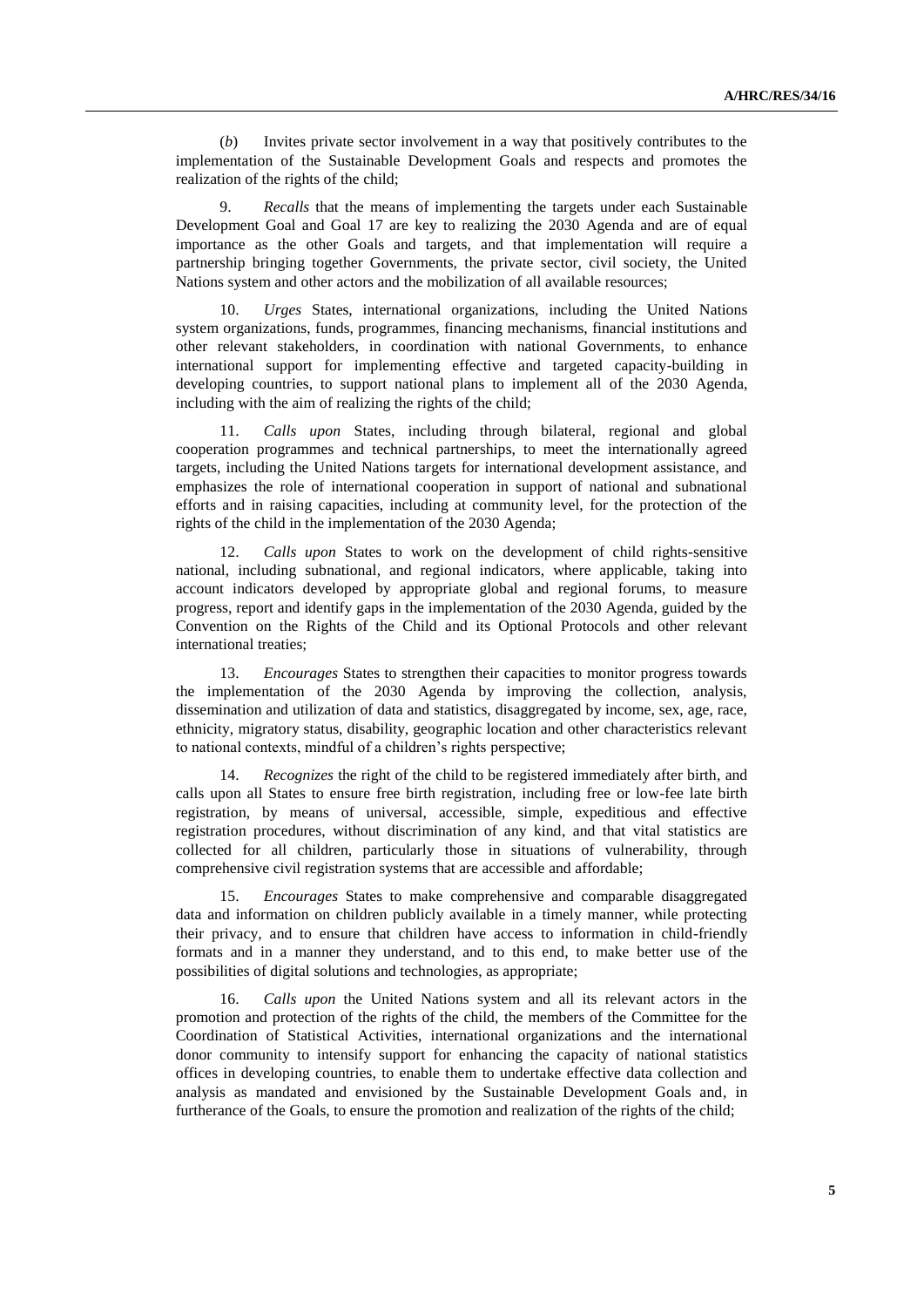(*b*) Invites private sector involvement in a way that positively contributes to the implementation of the Sustainable Development Goals and respects and promotes the realization of the rights of the child;

9. *Recalls* that the means of implementing the targets under each Sustainable Development Goal and Goal 17 are key to realizing the 2030 Agenda and are of equal importance as the other Goals and targets, and that implementation will require a partnership bringing together Governments, the private sector, civil society, the United Nations system and other actors and the mobilization of all available resources;

10. *Urges* States, international organizations, including the United Nations system organizations, funds, programmes, financing mechanisms, financial institutions and other relevant stakeholders, in coordination with national Governments, to enhance international support for implementing effective and targeted capacity-building in developing countries, to support national plans to implement all of the 2030 Agenda, including with the aim of realizing the rights of the child;

11. *Calls upon* States, including through bilateral, regional and global cooperation programmes and technical partnerships, to meet the internationally agreed targets, including the United Nations targets for international development assistance, and emphasizes the role of international cooperation in support of national and subnational efforts and in raising capacities, including at community level, for the protection of the rights of the child in the implementation of the 2030 Agenda;

12. *Calls upon* States to work on the development of child rights-sensitive national, including subnational, and regional indicators, where applicable, taking into account indicators developed by appropriate global and regional forums, to measure progress, report and identify gaps in the implementation of the 2030 Agenda, guided by the Convention on the Rights of the Child and its Optional Protocols and other relevant international treaties;

13. *Encourages* States to strengthen their capacities to monitor progress towards the implementation of the 2030 Agenda by improving the collection, analysis, dissemination and utilization of data and statistics, disaggregated by income, sex, age, race, ethnicity, migratory status, disability, geographic location and other characteristics relevant to national contexts, mindful of a children's rights perspective;

14. *Recognizes* the right of the child to be registered immediately after birth, and calls upon all States to ensure free birth registration, including free or low-fee late birth registration, by means of universal, accessible, simple, expeditious and effective registration procedures, without discrimination of any kind, and that vital statistics are collected for all children, particularly those in situations of vulnerability, through comprehensive civil registration systems that are accessible and affordable;

15. *Encourages* States to make comprehensive and comparable disaggregated data and information on children publicly available in a timely manner, while protecting their privacy, and to ensure that children have access to information in child-friendly formats and in a manner they understand, and to this end, to make better use of the possibilities of digital solutions and technologies, as appropriate;

16. *Calls upon* the United Nations system and all its relevant actors in the promotion and protection of the rights of the child, the members of the Committee for the Coordination of Statistical Activities, international organizations and the international donor community to intensify support for enhancing the capacity of national statistics offices in developing countries, to enable them to undertake effective data collection and analysis as mandated and envisioned by the Sustainable Development Goals and, in furtherance of the Goals, to ensure the promotion and realization of the rights of the child;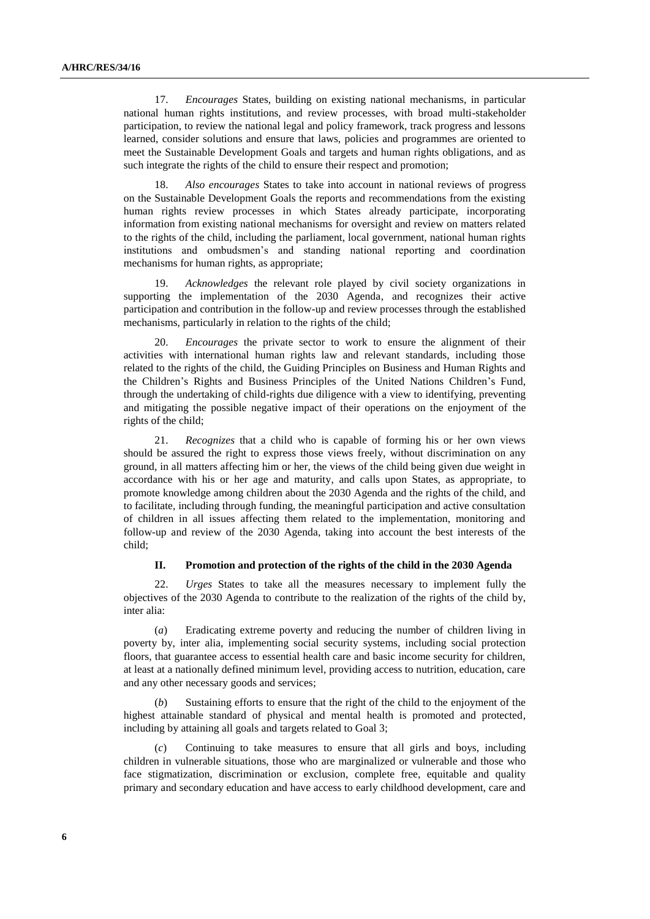17. *Encourages* States, building on existing national mechanisms, in particular national human rights institutions, and review processes, with broad multi-stakeholder participation, to review the national legal and policy framework, track progress and lessons learned, consider solutions and ensure that laws, policies and programmes are oriented to meet the Sustainable Development Goals and targets and human rights obligations, and as such integrate the rights of the child to ensure their respect and promotion;

18. *Also encourages* States to take into account in national reviews of progress on the Sustainable Development Goals the reports and recommendations from the existing human rights review processes in which States already participate, incorporating information from existing national mechanisms for oversight and review on matters related to the rights of the child, including the parliament, local government, national human rights institutions and ombudsmen's and standing national reporting and coordination mechanisms for human rights, as appropriate;

19. *Acknowledges* the relevant role played by civil society organizations in supporting the implementation of the 2030 Agenda, and recognizes their active participation and contribution in the follow-up and review processes through the established mechanisms, particularly in relation to the rights of the child;

20. *Encourages* the private sector to work to ensure the alignment of their activities with international human rights law and relevant standards, including those related to the rights of the child, the Guiding Principles on Business and Human Rights and the Children's Rights and Business Principles of the United Nations Children's Fund, through the undertaking of child-rights due diligence with a view to identifying, preventing and mitigating the possible negative impact of their operations on the enjoyment of the rights of the child;

21. *Recognizes* that a child who is capable of forming his or her own views should be assured the right to express those views freely, without discrimination on any ground, in all matters affecting him or her, the views of the child being given due weight in accordance with his or her age and maturity, and calls upon States, as appropriate, to promote knowledge among children about the 2030 Agenda and the rights of the child, and to facilitate, including through funding, the meaningful participation and active consultation of children in all issues affecting them related to the implementation, monitoring and follow-up and review of the 2030 Agenda, taking into account the best interests of the child;

## II. Promotion and protection of the rights of the child in the 2030 Agenda

22. *Urges* States to take all the measures necessary to implement fully the objectives of the 2030 Agenda to contribute to the realization of the rights of the child by, inter alia:

(*a*) Eradicating extreme poverty and reducing the number of children living in poverty by, inter alia, implementing social security systems, including social protection floors, that guarantee access to essential health care and basic income security for children, at least at a nationally defined minimum level, providing access to nutrition, education, care and any other necessary goods and services;

(*b*) Sustaining efforts to ensure that the right of the child to the enjoyment of the highest attainable standard of physical and mental health is promoted and protected, including by attaining all goals and targets related to Goal 3;

(*c*) Continuing to take measures to ensure that all girls and boys, including children in vulnerable situations, those who are marginalized or vulnerable and those who face stigmatization, discrimination or exclusion, complete free, equitable and quality primary and secondary education and have access to early childhood development, care and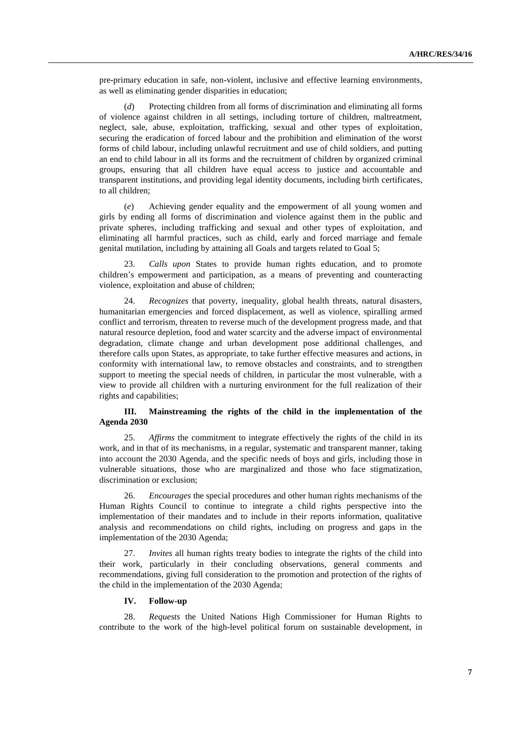pre-primary education in safe, non-violent, inclusive and effective learning environments, as well as eliminating gender disparities in education;

(*d*) Protecting children from all forms of discrimination and eliminating all forms of violence against children in all settings, including torture of children, maltreatment, neglect, sale, abuse, exploitation, trafficking, sexual and other types of exploitation, securing the eradication of forced labour and the prohibition and elimination of the worst forms of child labour, including unlawful recruitment and use of child soldiers, and putting an end to child labour in all its forms and the recruitment of children by organized criminal groups, ensuring that all children have equal access to justice and accountable and transparent institutions, and providing legal identity documents, including birth certificates, to all children;

(*e*) Achieving gender equality and the empowerment of all young women and girls by ending all forms of discrimination and violence against them in the public and private spheres, including trafficking and sexual and other types of exploitation, and eliminating all harmful practices, such as child, early and forced marriage and female genital mutilation, including by attaining all Goals and targets related to Goal 5;

23. *Calls upon* States to provide human rights education, and to promote children's empowerment and participation, as a means of preventing and counteracting violence, exploitation and abuse of children;

24. *Recognizes* that poverty, inequality, global health threats, natural disasters, humanitarian emergencies and forced displacement, as well as violence, spiralling armed conflict and terrorism, threaten to reverse much of the development progress made, and that natural resource depletion, food and water scarcity and the adverse impact of environmental degradation, climate change and urban development pose additional challenges, and therefore calls upon States, as appropriate, to take further effective measures and actions, in conformity with international law, to remove obstacles and constraints, and to strengthen support to meeting the special needs of children, in particular the most vulnerable, with a view to provide all children with a nurturing environment for the full realization of their rights and capabilities;

## III. Mainstreaming the rights of the child in the implementation of the Agenda 2030

25. *Affirms* the commitment to integrate effectively the rights of the child in its work, and in that of its mechanisms, in a regular, systematic and transparent manner, taking into account the 2030 Agenda, and the specific needs of boys and girls, including those in vulnerable situations, those who are marginalized and those who face stigmatization, discrimination or exclusion;

26. *Encourages* the special procedures and other human rights mechanisms of the Human Rights Council to continue to integrate a child rights perspective into the implementation of their mandates and to include in their reports information, qualitative analysis and recommendations on child rights, including on progress and gaps in the implementation of the 2030 Agenda;

27. *Invites* all human rights treaty bodies to integrate the rights of the child into their work, particularly in their concluding observations, general comments and recommendations, giving full consideration to the promotion and protection of the rights of the child in the implementation of the 2030 Agenda;

## IV. Follow-up

28. *Requests* the United Nations High Commissioner for Human Rights to contribute to the work of the high-level political forum on sustainable development, in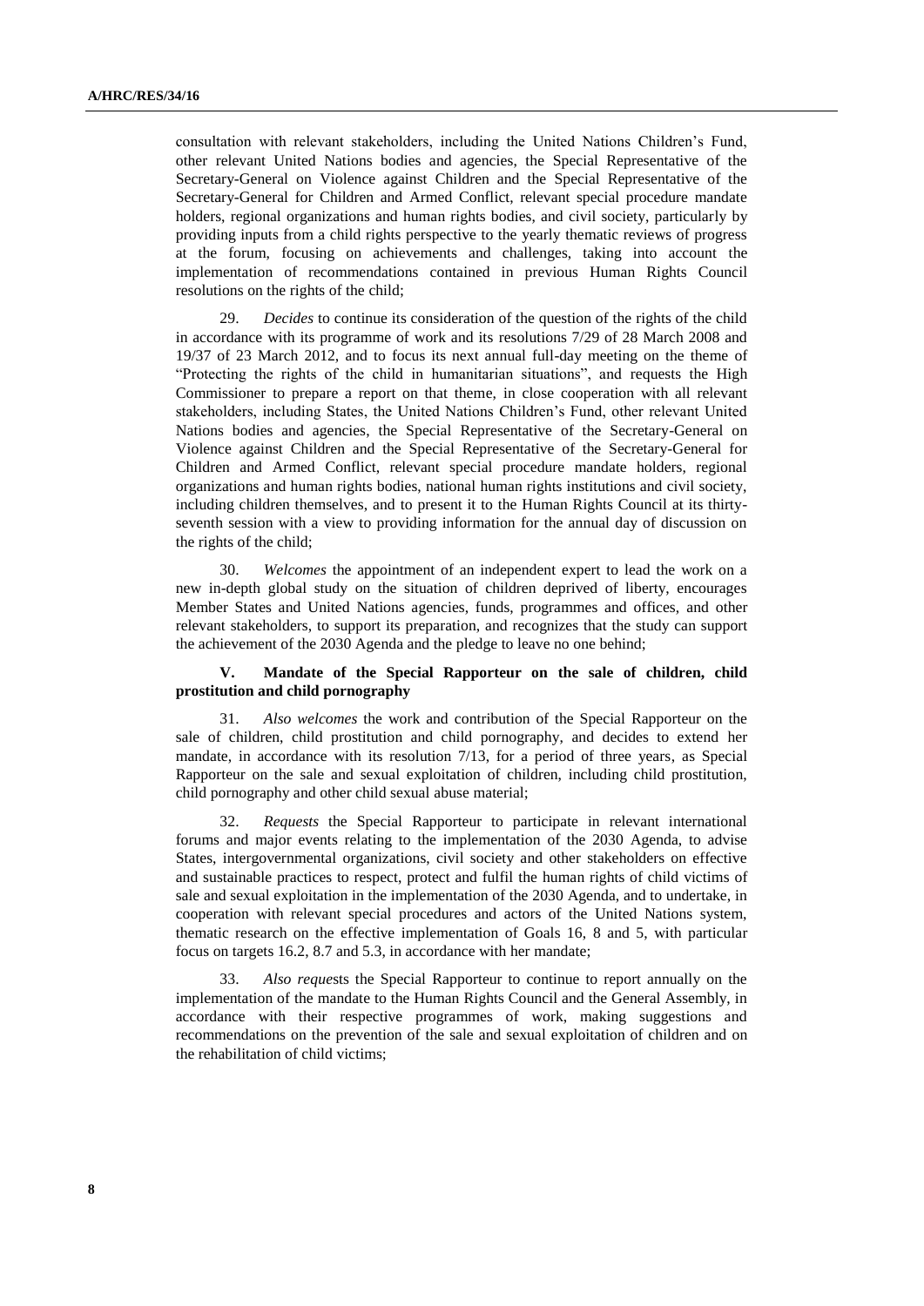consultation with relevant stakeholders, including the United Nations Children's Fund, other relevant United Nations bodies and agencies, the Special Representative of the Secretary-General on Violence against Children and the Special Representative of the Secretary-General for Children and Armed Conflict, relevant special procedure mandate holders, regional organizations and human rights bodies, and civil society, particularly by providing inputs from a child rights perspective to the yearly thematic reviews of progress at the forum, focusing on achievements and challenges, taking into account the implementation of recommendations contained in previous Human Rights Council resolutions on the rights of the child;

29. *Decides* to continue its consideration of the question of the rights of the child in accordance with its programme of work and its resolutions 7/29 of 28 March 2008 and 19/37 of 23 March 2012, and to focus its next annual full-day meeting on the theme of "Protecting the rights of the child in humanitarian situations", and requests the High Commissioner to prepare a report on that theme, in close cooperation with all relevant stakeholders, including States, the United Nations Children's Fund, other relevant United Nations bodies and agencies, the Special Representative of the Secretary-General on Violence against Children and the Special Representative of the Secretary-General for Children and Armed Conflict, relevant special procedure mandate holders, regional organizations and human rights bodies, national human rights institutions and civil society, including children themselves, and to present it to the Human Rights Council at its thirty-seventh session with a view to providing information for the annual day of discussion on the rights of the child;

30. *Welcomes* the appointment of an independent expert to lead the work on a new in-depth global study on the situation of children deprived of liberty, encourages Member States and United Nations agencies, funds, programmes and offices, and other relevant stakeholders, to support its preparation, and recognizes that the study can support the achievement of the 2030 Agenda and the pledge to leave no one behind;

## V. Mandate of the Special Rapporteur on the sale of children, child prostitution and child pornography

31. *Also welcomes* the work and contribution of the Special Rapporteur on the sale of children, child prostitution and child pornography, and decides to extend her mandate, in accordance with its resolution 7/13, for a period of three years, as Special Rapporteur on the sale and sexual exploitation of children, including child prostitution, child pornography and other child sexual abuse material;

32. *Requests* the Special Rapporteur to participate in relevant international forums and major events relating to the implementation of the 2030 Agenda, to advise States, intergovernmental organizations, civil society and other stakeholders on effective and sustainable practices to respect, protect and fulfil the human rights of child victims of sale and sexual exploitation in the implementation of the 2030 Agenda, and to undertake, in cooperation with relevant special procedures and actors of the United Nations system, thematic research on the effective implementation of Goals 16, 8 and 5, with particular focus on targets 16.2, 8.7 and 5.3, in accordance with her mandate;

33. *Also requests* the Special Rapporteur to continue to report annually on the implementation of the mandate to the Human Rights Council and the General Assembly, in accordance with their respective programmes of work, making suggestions and recommendations on the prevention of the sale and sexual exploitation of children and on the rehabilitation of child victims;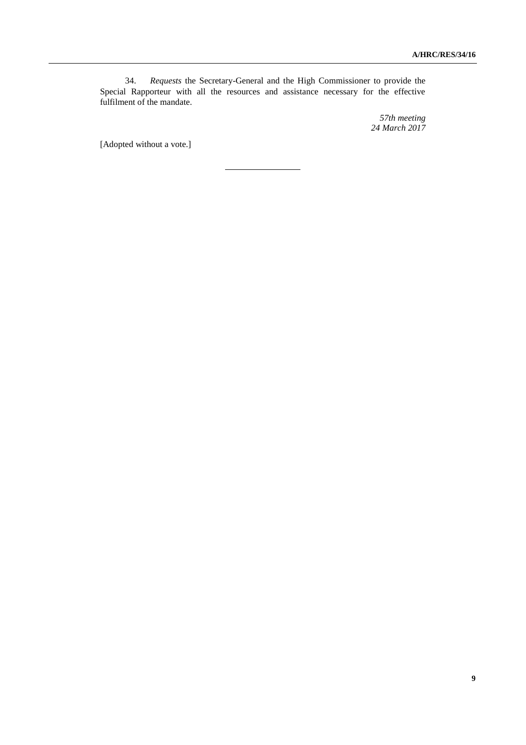34. *Requests* the Secretary-General and the High Commissioner to provide the Special Rapporteur with all the resources and assistance necessary for the effective fulfilment of the mandate.

*57th meeting*
*24 March 2017*

[Adopted without a vote.]